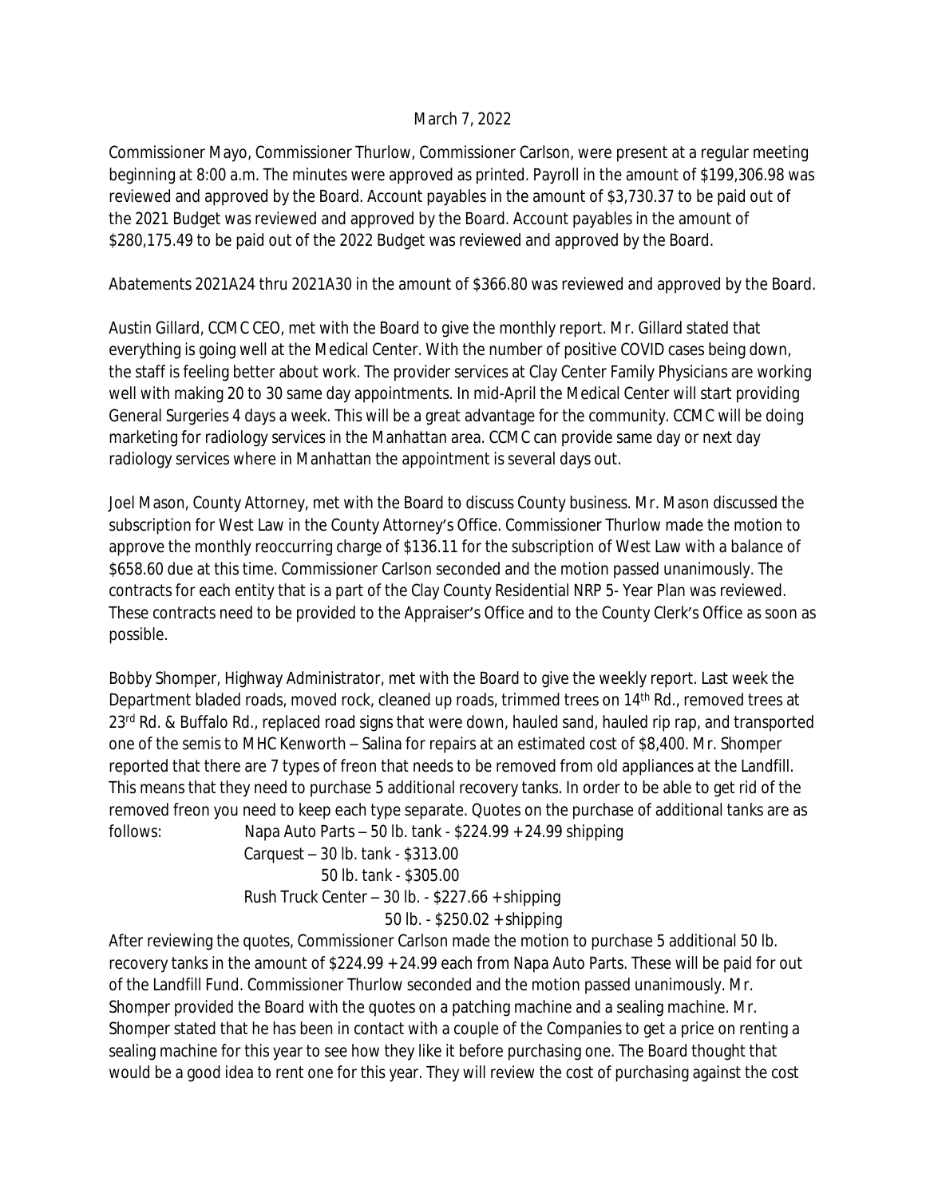March 7, 2022

Commissioner Mayo, Commissioner Thurlow, Commissioner Carlson, were present at a regular meeting beginning at 8:00 a.m. The minutes were approved as printed. Payroll in the amount of $199,306.98 was reviewed and approved by the Board. Account payables in the amount of $3,730.37 to be paid out of the 2021 Budget was reviewed and approved by the Board. Account payables in the amount of $280,175.49 to be paid out of the 2022 Budget was reviewed and approved by the Board.

Abatements 2021A24 thru 2021A30 in the amount of $366.80 was reviewed and approved by the Board.

Austin Gillard, CCMC CEO, met with the Board to give the monthly report. Mr. Gillard stated that everything is going well at the Medical Center. With the number of positive COVID cases being down, the staff is feeling better about work. The provider services at Clay Center Family Physicians are working well with making 20 to 30 same day appointments. In mid-April the Medical Center will start providing General Surgeries 4 days a week. This will be a great advantage for the community. CCMC will be doing marketing for radiology services in the Manhattan area. CCMC can provide same day or next day radiology services where in Manhattan the appointment is several days out.

Joel Mason, County Attorney, met with the Board to discuss County business. Mr. Mason discussed the subscription for West Law in the County Attorney's Office. Commissioner Thurlow made the motion to approve the monthly reoccurring charge of $136.11 for the subscription of West Law with a balance of $658.60 due at this time. Commissioner Carlson seconded and the motion passed unanimously. The contracts for each entity that is a part of the Clay County Residential NRP 5- Year Plan was reviewed. These contracts need to be provided to the Appraiser's Office and to the County Clerk's Office as soon as possible.

Bobby Shomper, Highway Administrator, met with the Board to give the weekly report. Last week the Department bladed roads, moved rock, cleaned up roads, trimmed trees on 14th Rd., removed trees at 23rd Rd. & Buffalo Rd., replaced road signs that were down, hauled sand, hauled rip rap, and transported one of the semis to MHC Kenworth – Salina for repairs at an estimated cost of $8,400. Mr. Shomper reported that there are 7 types of freon that needs to be removed from old appliances at the Landfill. This means that they need to purchase 5 additional recovery tanks. In order to be able to get rid of the removed freon you need to keep each type separate. Quotes on the purchase of additional tanks are as follows:

Napa Auto Parts – 50 lb. tank - $224.99 + 24.99 shipping
Carquest – 30 lb. tank - $313.00
　　50 lb. tank - $305.00
Rush Truck Center – 30 lb. - $227.66 + shipping
　　50 lb. - $250.02 + shipping

After reviewing the quotes, Commissioner Carlson made the motion to purchase 5 additional 50 lb. recovery tanks in the amount of $224.99 + 24.99 each from Napa Auto Parts. These will be paid for out of the Landfill Fund. Commissioner Thurlow seconded and the motion passed unanimously. Mr. Shomper provided the Board with the quotes on a patching machine and a sealing machine. Mr. Shomper stated that he has been in contact with a couple of the Companies to get a price on renting a sealing machine for this year to see how they like it before purchasing one. The Board thought that would be a good idea to rent one for this year. They will review the cost of purchasing against the cost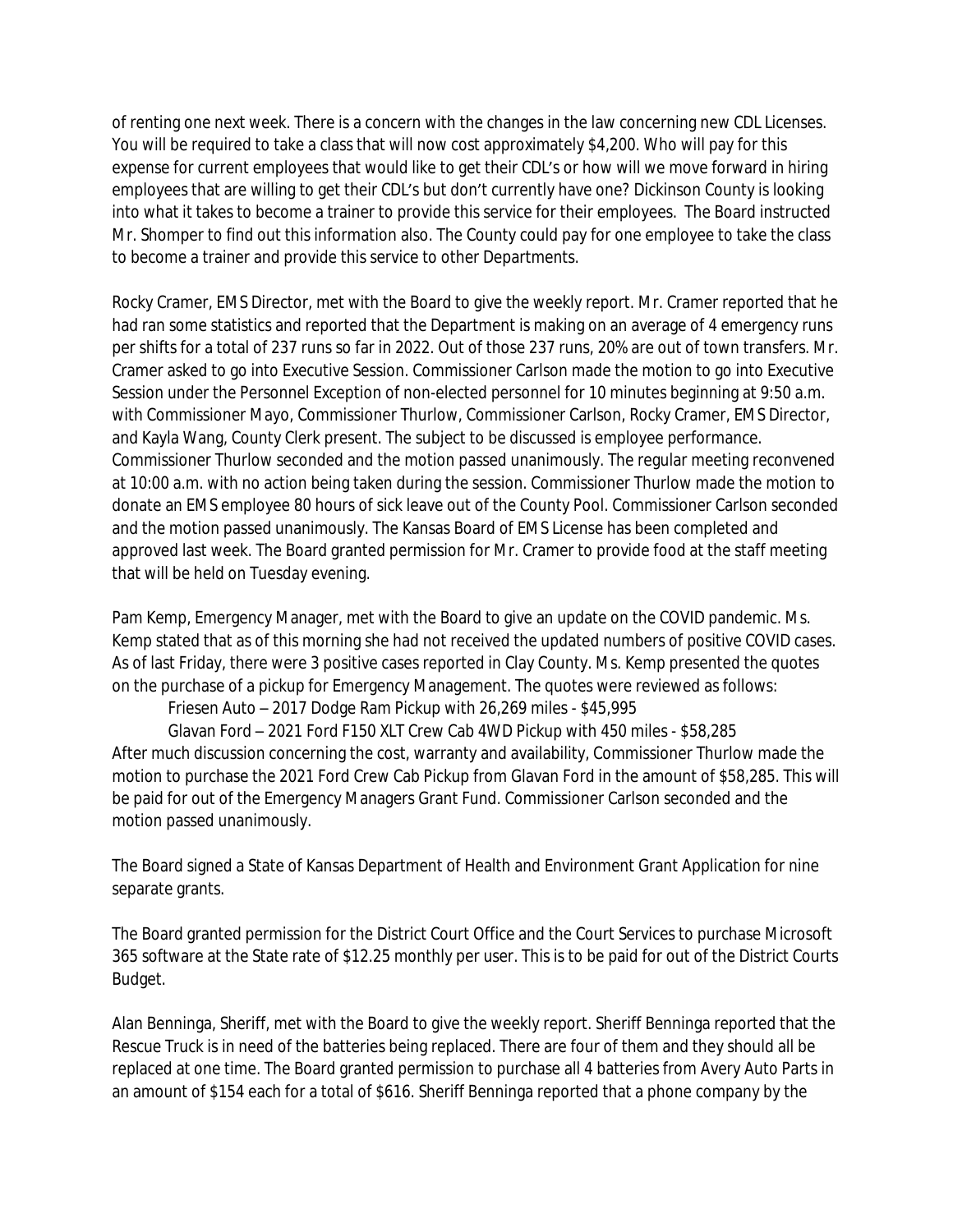of renting one next week. There is a concern with the changes in the law concerning new CDL Licenses. You will be required to take a class that will now cost approximately $4,200. Who will pay for this expense for current employees that would like to get their CDL's or how will we move forward in hiring employees that are willing to get their CDL's but don't currently have one? Dickinson County is looking into what it takes to become a trainer to provide this service for their employees. The Board instructed Mr. Shomper to find out this information also. The County could pay for one employee to take the class to become a trainer and provide this service to other Departments.

Rocky Cramer, EMS Director, met with the Board to give the weekly report. Mr. Cramer reported that he had ran some statistics and reported that the Department is making on an average of 4 emergency runs per shifts for a total of 237 runs so far in 2022. Out of those 237 runs, 20% are out of town transfers. Mr. Cramer asked to go into Executive Session. Commissioner Carlson made the motion to go into Executive Session under the Personnel Exception of non-elected personnel for 10 minutes beginning at 9:50 a.m. with Commissioner Mayo, Commissioner Thurlow, Commissioner Carlson, Rocky Cramer, EMS Director, and Kayla Wang, County Clerk present. The subject to be discussed is employee performance. Commissioner Thurlow seconded and the motion passed unanimously. The regular meeting reconvened at 10:00 a.m. with no action being taken during the session. Commissioner Thurlow made the motion to donate an EMS employee 80 hours of sick leave out of the County Pool. Commissioner Carlson seconded and the motion passed unanimously. The Kansas Board of EMS License has been completed and approved last week. The Board granted permission for Mr. Cramer to provide food at the staff meeting that will be held on Tuesday evening.

Pam Kemp, Emergency Manager, met with the Board to give an update on the COVID pandemic. Ms. Kemp stated that as of this morning she had not received the updated numbers of positive COVID cases. As of last Friday, there were 3 positive cases reported in Clay County. Ms. Kemp presented the quotes on the purchase of a pickup for Emergency Management. The quotes were reviewed as follows:

Friesen Auto – 2017 Dodge Ram Pickup with 26,269 miles - $45,995

Glavan Ford – 2021 Ford F150 XLT Crew Cab 4WD Pickup with 450 miles - $58,285

After much discussion concerning the cost, warranty and availability, Commissioner Thurlow made the motion to purchase the 2021 Ford Crew Cab Pickup from Glavan Ford in the amount of $58,285. This will be paid for out of the Emergency Managers Grant Fund. Commissioner Carlson seconded and the motion passed unanimously.

The Board signed a State of Kansas Department of Health and Environment Grant Application for nine separate grants.

The Board granted permission for the District Court Office and the Court Services to purchase Microsoft 365 software at the State rate of $12.25 monthly per user. This is to be paid for out of the District Courts Budget.

Alan Benninga, Sheriff, met with the Board to give the weekly report. Sheriff Benninga reported that the Rescue Truck is in need of the batteries being replaced. There are four of them and they should all be replaced at one time. The Board granted permission to purchase all 4 batteries from Avery Auto Parts in an amount of $154 each for a total of $616. Sheriff Benninga reported that a phone company by the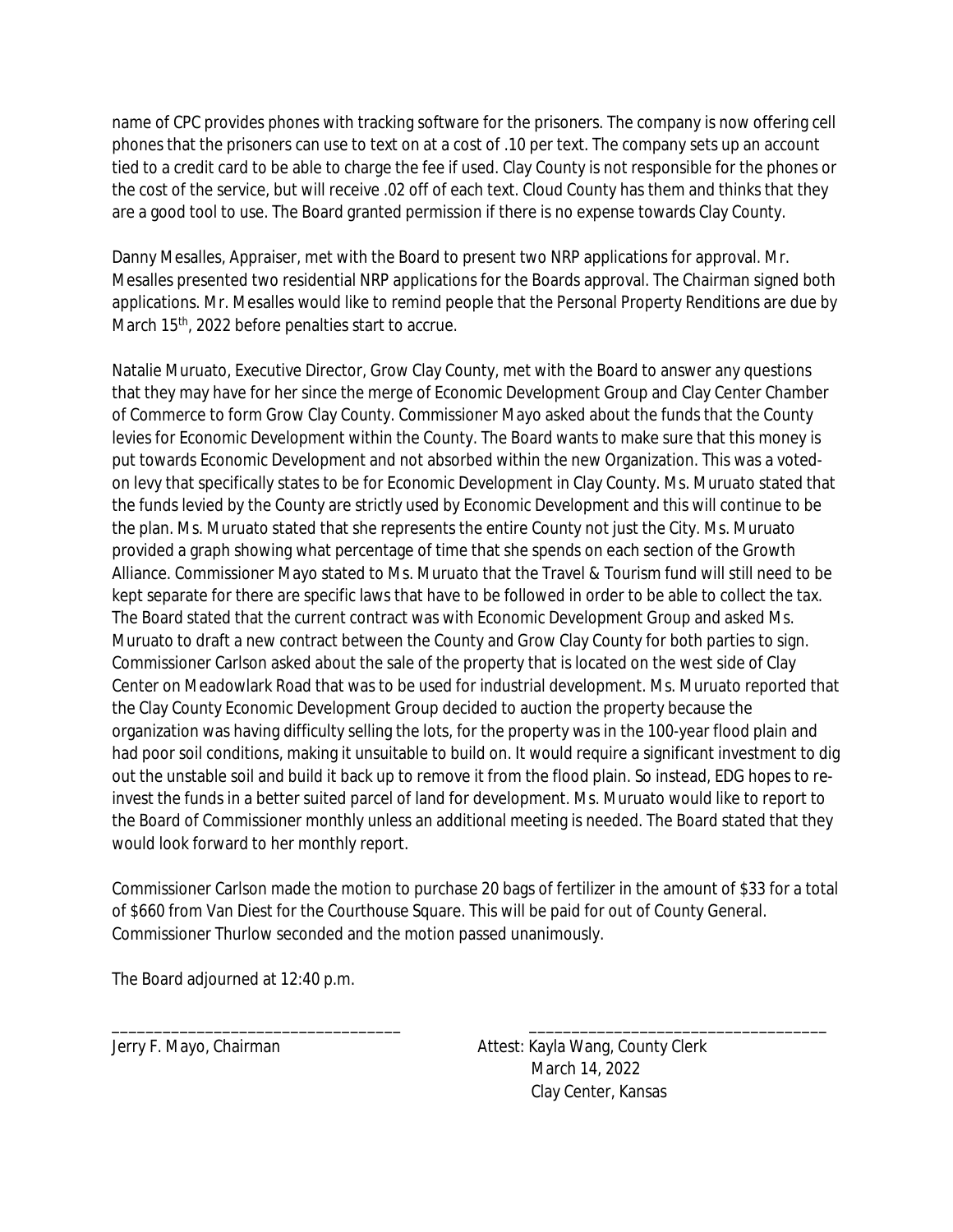name of CPC provides phones with tracking software for the prisoners. The company is now offering cell phones that the prisoners can use to text on at a cost of .10 per text. The company sets up an account tied to a credit card to be able to charge the fee if used. Clay County is not responsible for the phones or the cost of the service, but will receive .02 off of each text. Cloud County has them and thinks that they are a good tool to use. The Board granted permission if there is no expense towards Clay County.

Danny Mesalles, Appraiser, met with the Board to present two NRP applications for approval. Mr. Mesalles presented two residential NRP applications for the Boards approval. The Chairman signed both applications. Mr. Mesalles would like to remind people that the Personal Property Renditions are due by March 15th, 2022 before penalties start to accrue.

Natalie Muruato, Executive Director, Grow Clay County, met with the Board to answer any questions that they may have for her since the merge of Economic Development Group and Clay Center Chamber of Commerce to form Grow Clay County. Commissioner Mayo asked about the funds that the County levies for Economic Development within the County. The Board wants to make sure that this money is put towards Economic Development and not absorbed within the new Organization. This was a voted-on levy that specifically states to be for Economic Development in Clay County. Ms. Muruato stated that the funds levied by the County are strictly used by Economic Development and this will continue to be the plan. Ms. Muruato stated that she represents the entire County not just the City. Ms. Muruato provided a graph showing what percentage of time that she spends on each section of the Growth Alliance. Commissioner Mayo stated to Ms. Muruato that the Travel & Tourism fund will still need to be kept separate for there are specific laws that have to be followed in order to be able to collect the tax. The Board stated that the current contract was with Economic Development Group and asked Ms. Muruato to draft a new contract between the County and Grow Clay County for both parties to sign. Commissioner Carlson asked about the sale of the property that is located on the west side of Clay Center on Meadowlark Road that was to be used for industrial development. Ms. Muruato reported that the Clay County Economic Development Group decided to auction the property because the organization was having difficulty selling the lots, for the property was in the 100-year flood plain and had poor soil conditions, making it unsuitable to build on. It would require a significant investment to dig out the unstable soil and build it back up to remove it from the flood plain. So instead, EDG hopes to re-invest the funds in a better suited parcel of land for development. Ms. Muruato would like to report to the Board of Commissioner monthly unless an additional meeting is needed. The Board stated that they would look forward to her monthly report.

Commissioner Carlson made the motion to purchase 20 bags of fertilizer in the amount of $33 for a total of $660 from Van Diest for the Courthouse Square. This will be paid for out of County General. Commissioner Thurlow seconded and the motion passed unanimously.

The Board adjourned at 12:40 p.m.

\_\_\_\_\_\_\_\_\_\_\_\_\_\_\_\_\_\_\_\_\_\_\_\_\_\_\_\_\_\_\_\_\_\_\_\_
Jerry F. Mayo, Chairman

\_\_\_\_\_\_\_\_\_\_\_\_\_\_\_\_\_\_\_\_\_\_\_\_\_\_\_\_\_\_\_\_\_\_\_\_
Attest: Kayla Wang, County Clerk
March 14, 2022
Clay Center, Kansas